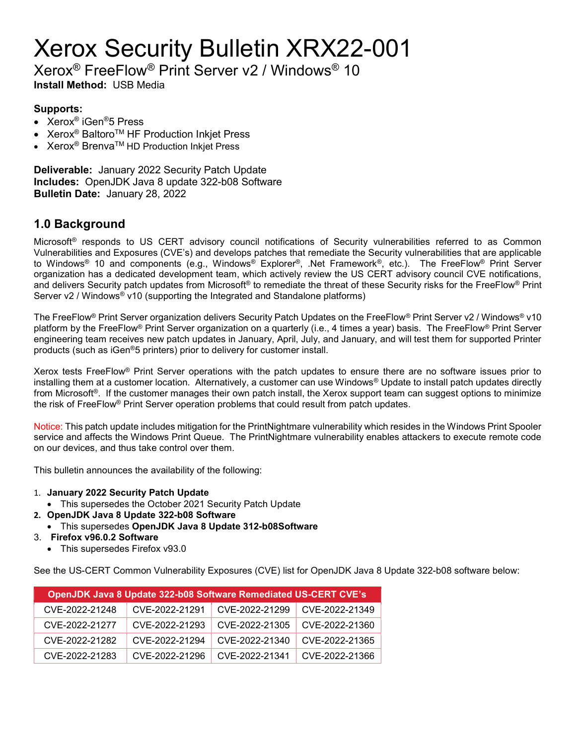# Xerox Security Bulletin XRX22-001

## Xerox® FreeFlow® Print Server v2 / Windows® 10

**Install Method:** USB Media

**Supports:**

- Xerox® iGen®5 Press
- Xerox® Baltoro™ HF Production Inkjet Press
- Xerox® Brenva™ HD Production Inkjet Press

**Deliverable:** January 2022 Security Patch Update
**Includes:** OpenJDK Java 8 update 322-b08 Software
**Bulletin Date:** January 28, 2022

## 1.0 Background

Microsoft® responds to US CERT advisory council notifications of Security vulnerabilities referred to as Common Vulnerabilities and Exposures (CVE's) and develops patches that remediate the Security vulnerabilities that are applicable to Windows® 10 and components (e.g., Windows® Explorer®, .Net Framework®, etc.). The FreeFlow® Print Server organization has a dedicated development team, which actively review the US CERT advisory council CVE notifications, and delivers Security patch updates from Microsoft® to remediate the threat of these Security risks for the FreeFlow® Print Server v2 / Windows® v10 (supporting the Integrated and Standalone platforms)

The FreeFlow® Print Server organization delivers Security Patch Updates on the FreeFlow® Print Server v2 / Windows® v10 platform by the FreeFlow® Print Server organization on a quarterly (i.e., 4 times a year) basis. The FreeFlow® Print Server engineering team receives new patch updates in January, April, July, and January, and will test them for supported Printer products (such as iGen®5 printers) prior to delivery for customer install.

Xerox tests FreeFlow® Print Server operations with the patch updates to ensure there are no software issues prior to installing them at a customer location. Alternatively, a customer can use Windows® Update to install patch updates directly from Microsoft®. If the customer manages their own patch install, the Xerox support team can suggest options to minimize the risk of FreeFlow® Print Server operation problems that could result from patch updates.

Notice: This patch update includes mitigation for the PrintNightmare vulnerability which resides in the Windows Print Spooler service and affects the Windows Print Queue. The PrintNightmare vulnerability enables attackers to execute remote code on our devices, and thus take control over them.

This bulletin announces the availability of the following:

1. **January 2022 Security Patch Update**
   - This supersedes the October 2021 Security Patch Update
2. **OpenJDK Java 8 Update 322-b08 Software**
   - This supersedes **OpenJDK Java 8 Update 312-b08Software**
3. **Firefox v96.0.2 Software**
   - This supersedes Firefox v93.0

See the US-CERT Common Vulnerability Exposures (CVE) list for OpenJDK Java 8 Update 322-b08 software below:

| OpenJDK Java 8 Update 322-b08 Software Remediated US-CERT CVE's | | | |
|---|---|---|---|
| CVE-2022-21248 | CVE-2022-21291 | CVE-2022-21299 | CVE-2022-21349 |
| CVE-2022-21277 | CVE-2022-21293 | CVE-2022-21305 | CVE-2022-21360 |
| CVE-2022-21282 | CVE-2022-21294 | CVE-2022-21340 | CVE-2022-21365 |
| CVE-2022-21283 | CVE-2022-21296 | CVE-2022-21341 | CVE-2022-21366 |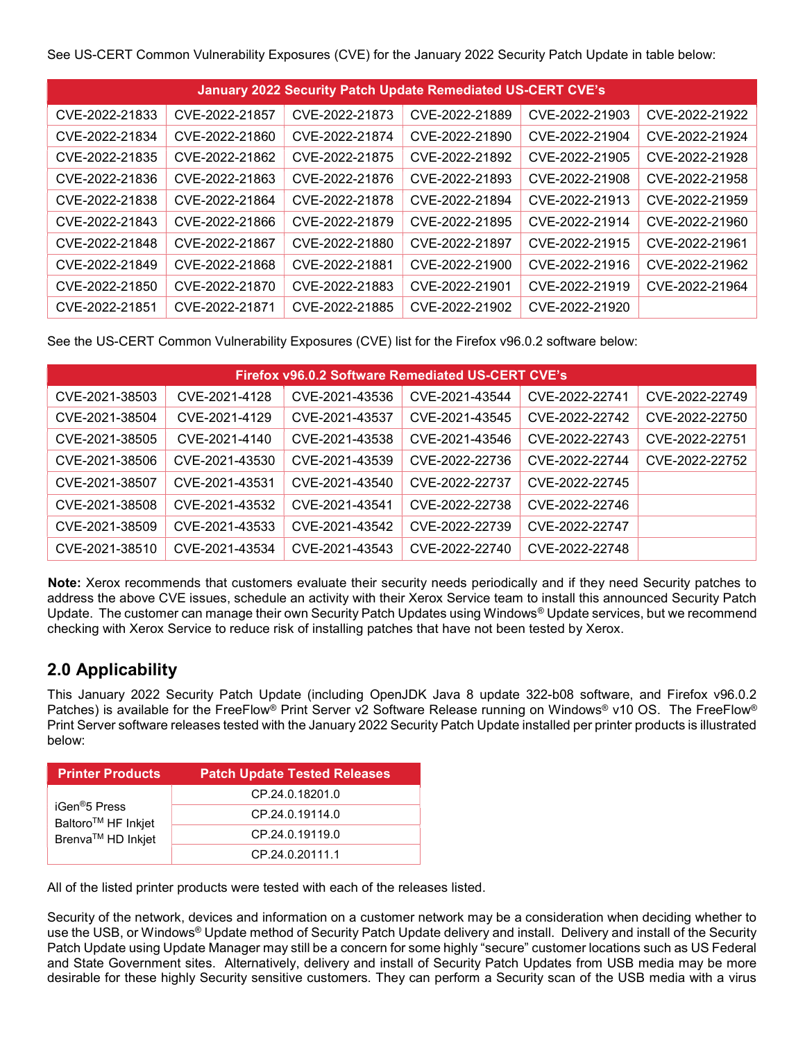See US-CERT Common Vulnerability Exposures (CVE) for the January 2022 Security Patch Update in table below:

| January 2022 Security Patch Update Remediated US-CERT CVE's | | | | | |
|---|---|---|---|---|---|
| CVE-2022-21833 | CVE-2022-21857 | CVE-2022-21873 | CVE-2022-21889 | CVE-2022-21903 | CVE-2022-21922 |
| CVE-2022-21834 | CVE-2022-21860 | CVE-2022-21874 | CVE-2022-21890 | CVE-2022-21904 | CVE-2022-21924 |
| CVE-2022-21835 | CVE-2022-21862 | CVE-2022-21875 | CVE-2022-21892 | CVE-2022-21905 | CVE-2022-21928 |
| CVE-2022-21836 | CVE-2022-21863 | CVE-2022-21876 | CVE-2022-21893 | CVE-2022-21908 | CVE-2022-21958 |
| CVE-2022-21838 | CVE-2022-21864 | CVE-2022-21878 | CVE-2022-21894 | CVE-2022-21913 | CVE-2022-21959 |
| CVE-2022-21843 | CVE-2022-21866 | CVE-2022-21879 | CVE-2022-21895 | CVE-2022-21914 | CVE-2022-21960 |
| CVE-2022-21848 | CVE-2022-21867 | CVE-2022-21880 | CVE-2022-21897 | CVE-2022-21915 | CVE-2022-21961 |
| CVE-2022-21849 | CVE-2022-21868 | CVE-2022-21881 | CVE-2022-21900 | CVE-2022-21916 | CVE-2022-21962 |
| CVE-2022-21850 | CVE-2022-21870 | CVE-2022-21883 | CVE-2022-21901 | CVE-2022-21919 | CVE-2022-21964 |
| CVE-2022-21851 | CVE-2022-21871 | CVE-2022-21885 | CVE-2022-21902 | CVE-2022-21920 | |

See the US-CERT Common Vulnerability Exposures (CVE) list for the Firefox v96.0.2 software below:

| Firefox v96.0.2 Software Remediated US-CERT CVE's | | | | | |
|---|---|---|---|---|---|
| CVE-2021-38503 | CVE-2021-4128 | CVE-2021-43536 | CVE-2021-43544 | CVE-2022-22741 | CVE-2022-22749 |
| CVE-2021-38504 | CVE-2021-4129 | CVE-2021-43537 | CVE-2021-43545 | CVE-2022-22742 | CVE-2022-22750 |
| CVE-2021-38505 | CVE-2021-4140 | CVE-2021-43538 | CVE-2021-43546 | CVE-2022-22743 | CVE-2022-22751 |
| CVE-2021-38506 | CVE-2021-43530 | CVE-2021-43539 | CVE-2022-22736 | CVE-2022-22744 | CVE-2022-22752 |
| CVE-2021-38507 | CVE-2021-43531 | CVE-2021-43540 | CVE-2022-22737 | CVE-2022-22745 | |
| CVE-2021-38508 | CVE-2021-43532 | CVE-2021-43541 | CVE-2022-22738 | CVE-2022-22746 | |
| CVE-2021-38509 | CVE-2021-43533 | CVE-2021-43542 | CVE-2022-22739 | CVE-2022-22747 | |
| CVE-2021-38510 | CVE-2021-43534 | CVE-2021-43543 | CVE-2022-22740 | CVE-2022-22748 | |

**Note:** Xerox recommends that customers evaluate their security needs periodically and if they need Security patches to address the above CVE issues, schedule an activity with their Xerox Service team to install this announced Security Patch Update. The customer can manage their own Security Patch Updates using Windows® Update services, but we recommend checking with Xerox Service to reduce risk of installing patches that have not been tested by Xerox.

## 2.0 Applicability

This January 2022 Security Patch Update (including OpenJDK Java 8 update 322-b08 software, and Firefox v96.0.2 Patches) is available for the FreeFlow® Print Server v2 Software Release running on Windows® v10 OS. The FreeFlow® Print Server software releases tested with the January 2022 Security Patch Update installed per printer products is illustrated below:

| Printer Products | Patch Update Tested Releases |
|---|---|
| iGen®5 Press<br>Baltoro™ HF Inkjet<br>Brenva™ HD Inkjet | CP.24.0.18201.0 |
| | CP.24.0.19114.0 |
| | CP.24.0.19119.0 |
| | CP.24.0.20111.1 |

All of the listed printer products were tested with each of the releases listed.

Security of the network, devices and information on a customer network may be a consideration when deciding whether to use the USB, or Windows® Update method of Security Patch Update delivery and install. Delivery and install of the Security Patch Update using Update Manager may still be a concern for some highly "secure" customer locations such as US Federal and State Government sites. Alternatively, delivery and install of Security Patch Updates from USB media may be more desirable for these highly Security sensitive customers. They can perform a Security scan of the USB media with a virus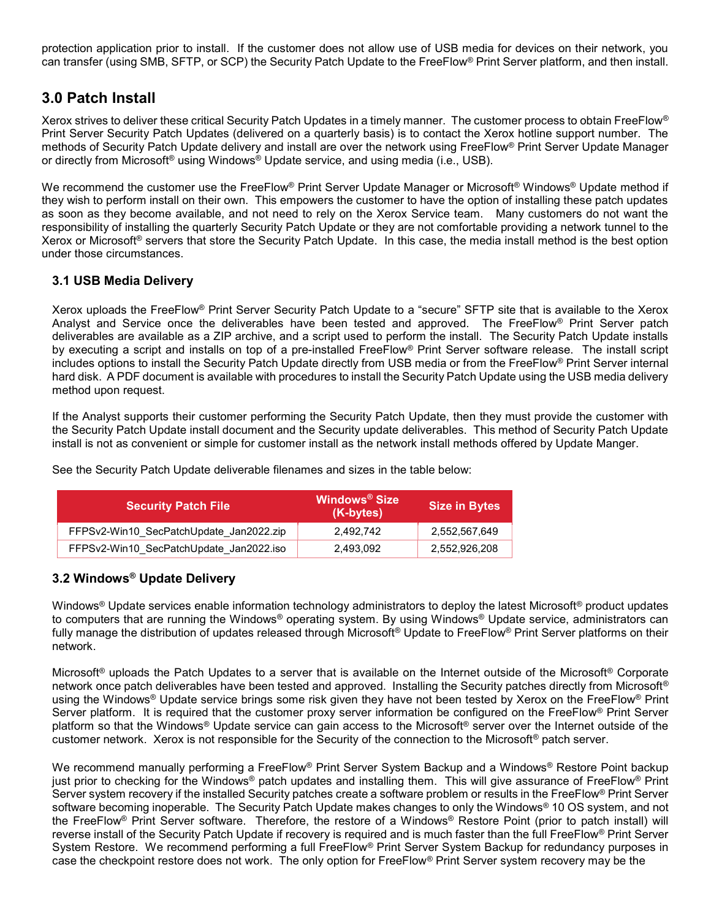protection application prior to install. If the customer does not allow use of USB media for devices on their network, you can transfer (using SMB, SFTP, or SCP) the Security Patch Update to the FreeFlow® Print Server platform, and then install.

## 3.0 Patch Install

Xerox strives to deliver these critical Security Patch Updates in a timely manner. The customer process to obtain FreeFlow® Print Server Security Patch Updates (delivered on a quarterly basis) is to contact the Xerox hotline support number. The methods of Security Patch Update delivery and install are over the network using FreeFlow® Print Server Update Manager or directly from Microsoft® using Windows® Update service, and using media (i.e., USB).

We recommend the customer use the FreeFlow® Print Server Update Manager or Microsoft® Windows® Update method if they wish to perform install on their own. This empowers the customer to have the option of installing these patch updates as soon as they become available, and not need to rely on the Xerox Service team. Many customers do not want the responsibility of installing the quarterly Security Patch Update or they are not comfortable providing a network tunnel to the Xerox or Microsoft® servers that store the Security Patch Update. In this case, the media install method is the best option under those circumstances.

### 3.1 USB Media Delivery

Xerox uploads the FreeFlow® Print Server Security Patch Update to a "secure" SFTP site that is available to the Xerox Analyst and Service once the deliverables have been tested and approved. The FreeFlow® Print Server patch deliverables are available as a ZIP archive, and a script used to perform the install. The Security Patch Update installs by executing a script and installs on top of a pre-installed FreeFlow® Print Server software release. The install script includes options to install the Security Patch Update directly from USB media or from the FreeFlow® Print Server internal hard disk. A PDF document is available with procedures to install the Security Patch Update using the USB media delivery method upon request.

If the Analyst supports their customer performing the Security Patch Update, then they must provide the customer with the Security Patch Update install document and the Security update deliverables. This method of Security Patch Update install is not as convenient or simple for customer install as the network install methods offered by Update Manger.

See the Security Patch Update deliverable filenames and sizes in the table below:

| Security Patch File | Windows® Size (K-bytes) | Size in Bytes |
| --- | --- | --- |
| FFPSv2-Win10_SecPatchUpdate_Jan2022.zip | 2,492,742 | 2,552,567,649 |
| FFPSv2-Win10_SecPatchUpdate_Jan2022.iso | 2,493,092 | 2,552,926,208 |

### 3.2 Windows® Update Delivery

Windows® Update services enable information technology administrators to deploy the latest Microsoft® product updates to computers that are running the Windows® operating system. By using Windows® Update service, administrators can fully manage the distribution of updates released through Microsoft® Update to FreeFlow® Print Server platforms on their network.

Microsoft® uploads the Patch Updates to a server that is available on the Internet outside of the Microsoft® Corporate network once patch deliverables have been tested and approved. Installing the Security patches directly from Microsoft® using the Windows® Update service brings some risk given they have not been tested by Xerox on the FreeFlow® Print Server platform. It is required that the customer proxy server information be configured on the FreeFlow® Print Server platform so that the Windows® Update service can gain access to the Microsoft® server over the Internet outside of the customer network. Xerox is not responsible for the Security of the connection to the Microsoft® patch server.

We recommend manually performing a FreeFlow® Print Server System Backup and a Windows® Restore Point backup just prior to checking for the Windows® patch updates and installing them. This will give assurance of FreeFlow® Print Server system recovery if the installed Security patches create a software problem or results in the FreeFlow® Print Server software becoming inoperable. The Security Patch Update makes changes to only the Windows® 10 OS system, and not the FreeFlow® Print Server software. Therefore, the restore of a Windows® Restore Point (prior to patch install) will reverse install of the Security Patch Update if recovery is required and is much faster than the full FreeFlow® Print Server System Restore. We recommend performing a full FreeFlow® Print Server System Backup for redundancy purposes in case the checkpoint restore does not work. The only option for FreeFlow® Print Server system recovery may be the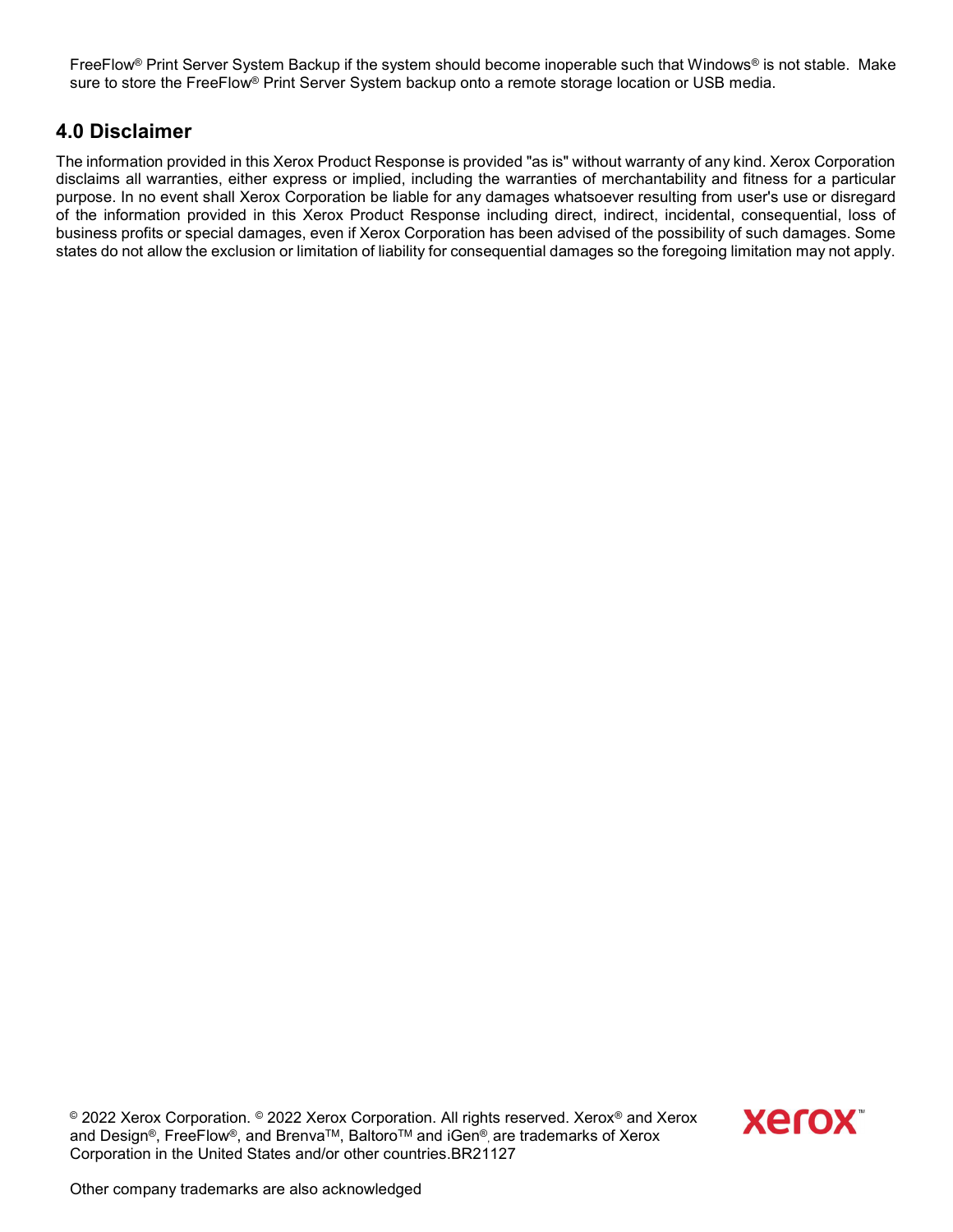FreeFlow® Print Server System Backup if the system should become inoperable such that Windows® is not stable. Make sure to store the FreeFlow® Print Server System backup onto a remote storage location or USB media.

## 4.0 Disclaimer

The information provided in this Xerox Product Response is provided "as is" without warranty of any kind. Xerox Corporation disclaims all warranties, either express or implied, including the warranties of merchantability and fitness for a particular purpose. In no event shall Xerox Corporation be liable for any damages whatsoever resulting from user's use or disregard of the information provided in this Xerox Product Response including direct, indirect, incidental, consequential, loss of business profits or special damages, even if Xerox Corporation has been advised of the possibility of such damages. Some states do not allow the exclusion or limitation of liability for consequential damages so the foregoing limitation may not apply.

© 2022 Xerox Corporation. © 2022 Xerox Corporation. All rights reserved. Xerox® and Xerox and Design®, FreeFlow®, and Brenva™, Baltoro™ and iGen®, are trademarks of Xerox Corporation in the United States and/or other countries.BR21127

Other company trademarks are also acknowledged